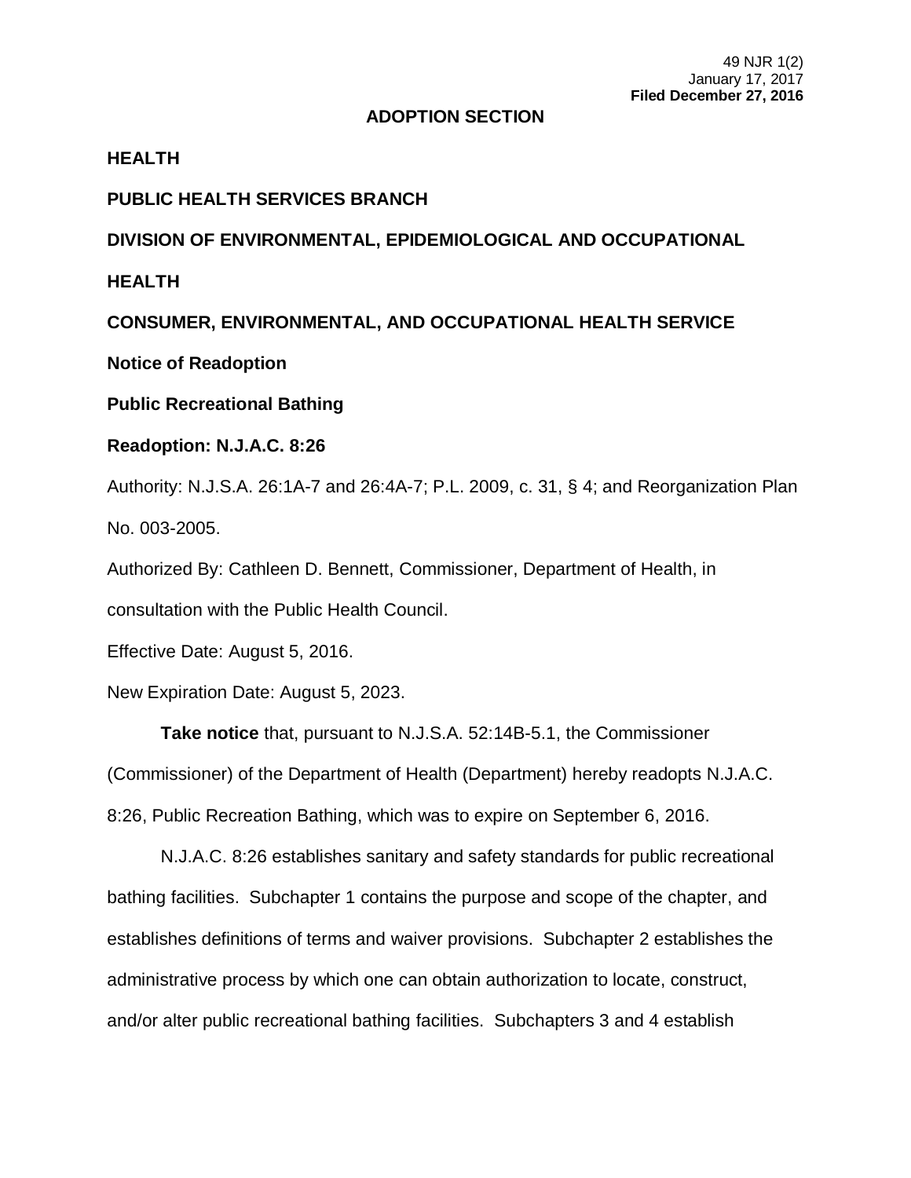49 NJR 1(2)
January 17, 2017
**Filed December 27, 2016**

## ADOPTION SECTION

**HEALTH**

**PUBLIC HEALTH SERVICES BRANCH**

**DIVISION OF ENVIRONMENTAL, EPIDEMIOLOGICAL AND OCCUPATIONAL HEALTH**

**CONSUMER, ENVIRONMENTAL, AND OCCUPATIONAL HEALTH SERVICE**

**Notice of Readoption**

**Public Recreational Bathing**

**Readoption: N.J.A.C. 8:26**

Authority: N.J.S.A. 26:1A-7 and 26:4A-7; P.L. 2009, c. 31, § 4; and Reorganization Plan No. 003-2005.

Authorized By: Cathleen D. Bennett, Commissioner, Department of Health, in consultation with the Public Health Council.

Effective Date: August 5, 2016.

New Expiration Date: August 5, 2023.

**Take notice** that, pursuant to N.J.S.A. 52:14B-5.1, the Commissioner (Commissioner) of the Department of Health (Department) hereby readopts N.J.A.C. 8:26, Public Recreation Bathing, which was to expire on September 6, 2016.

N.J.A.C. 8:26 establishes sanitary and safety standards for public recreational bathing facilities. Subchapter 1 contains the purpose and scope of the chapter, and establishes definitions of terms and waiver provisions. Subchapter 2 establishes the administrative process by which one can obtain authorization to locate, construct, and/or alter public recreational bathing facilities. Subchapters 3 and 4 establish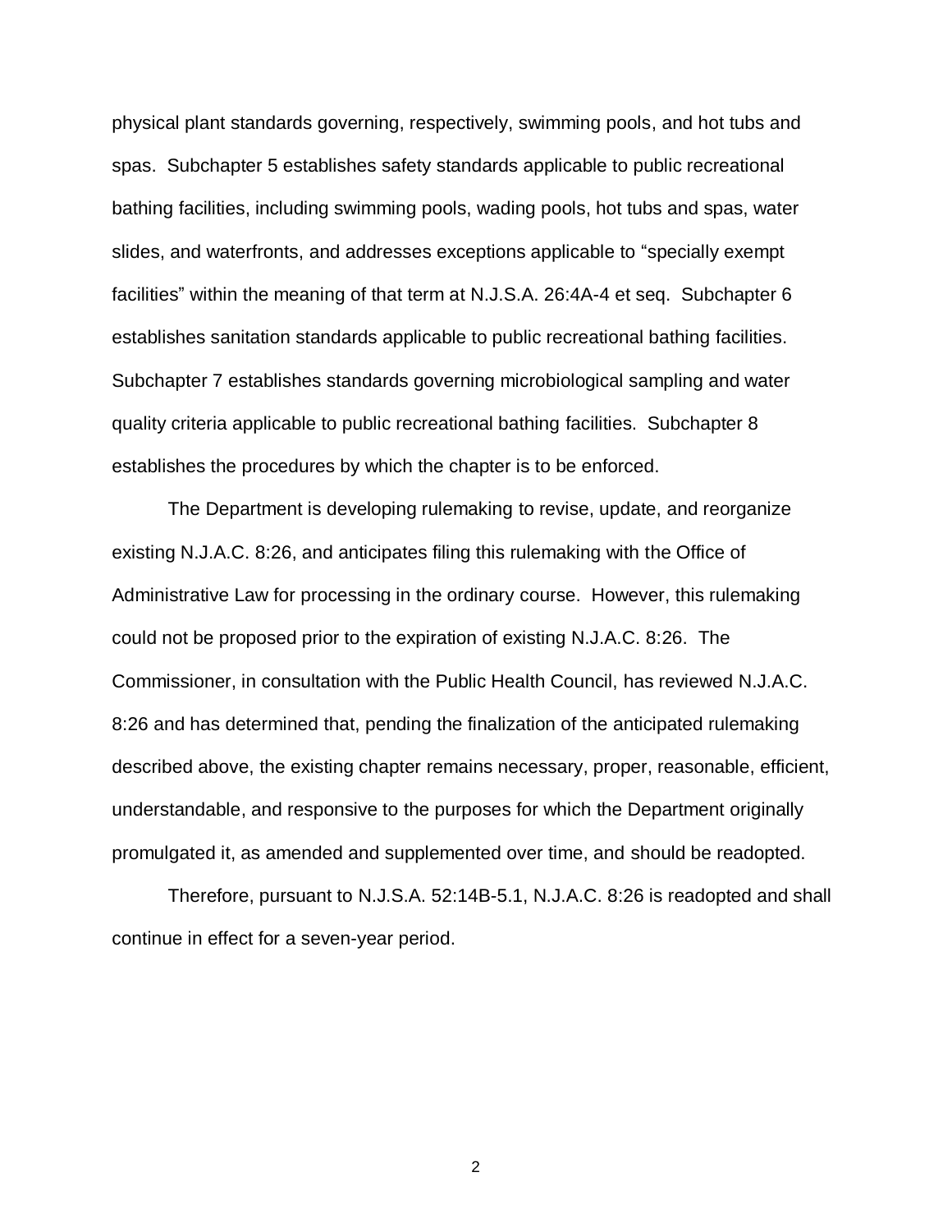physical plant standards governing, respectively, swimming pools, and hot tubs and spas. Subchapter 5 establishes safety standards applicable to public recreational bathing facilities, including swimming pools, wading pools, hot tubs and spas, water slides, and waterfronts, and addresses exceptions applicable to "specially exempt facilities" within the meaning of that term at N.J.S.A. 26:4A-4 et seq. Subchapter 6 establishes sanitation standards applicable to public recreational bathing facilities. Subchapter 7 establishes standards governing microbiological sampling and water quality criteria applicable to public recreational bathing facilities. Subchapter 8 establishes the procedures by which the chapter is to be enforced.

The Department is developing rulemaking to revise, update, and reorganize existing N.J.A.C. 8:26, and anticipates filing this rulemaking with the Office of Administrative Law for processing in the ordinary course. However, this rulemaking could not be proposed prior to the expiration of existing N.J.A.C. 8:26. The Commissioner, in consultation with the Public Health Council, has reviewed N.J.A.C. 8:26 and has determined that, pending the finalization of the anticipated rulemaking described above, the existing chapter remains necessary, proper, reasonable, efficient, understandable, and responsive to the purposes for which the Department originally promulgated it, as amended and supplemented over time, and should be readopted.

Therefore, pursuant to N.J.S.A. 52:14B-5.1, N.J.A.C. 8:26 is readopted and shall continue in effect for a seven-year period.